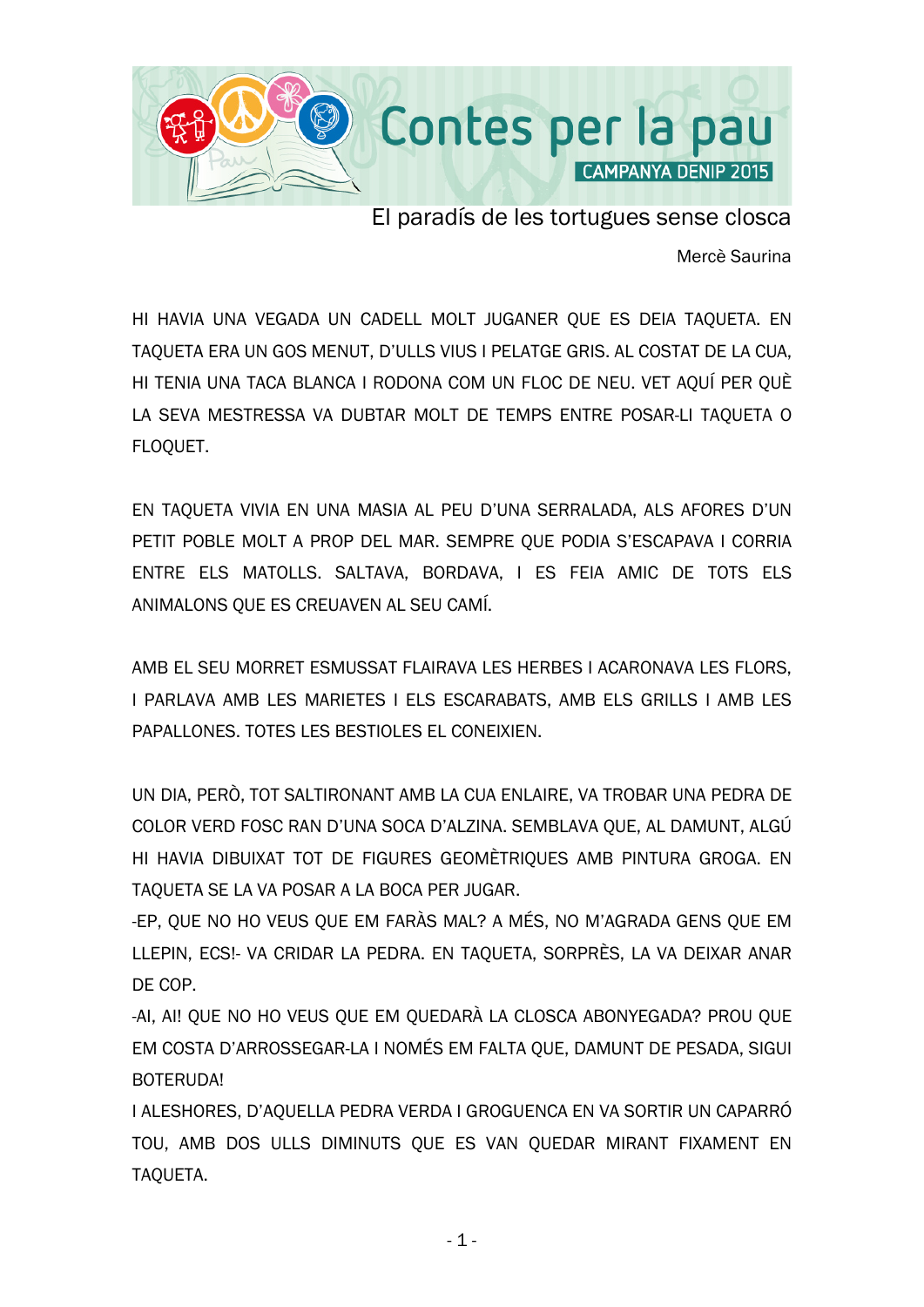Contes per la pau

CAMPANYA DENIP 2015

# El paradís de les tortugues sense closca

Mercè Saurina

HI HAVIA UNA VEGADA UN CADELL MOLT JUGANER QUE ES DEIA TAQUETA. EN TAQUETA ERA UN GOS MENUT, D'ULLS VIUS I PELATGE GRIS. AL COSTAT DE LA CUA, HI TENIA UNA TACA BLANCA I RODONA COM UN FLOC DE NEU. VET AQUÍ PER QUÈ LA SEVA MESTRESSA VA DUBTAR MOLT DE TEMPS ENTRE POSAR-LI TAQUETA O FLOQUET.

EN TAQUETA VIVIA EN UNA MASIA AL PEU D'UNA SERRALADA, ALS AFORES D'UN PETIT POBLE MOLT A PROP DEL MAR. SEMPRE QUE PODIA S'ESCAPAVA I CORRIA ENTRE ELS MATOLLS. SALTAVA, BORDAVA, I ES FEIA AMIC DE TOTS ELS ANIMALONS QUE ES CREUAVEN AL SEU CAMÍ.

AMB EL SEU MORRET ESMUSSAT FLAIRAVA LES HERBES I ACARONAVA LES FLORS, I PARLAVA AMB LES MARIETES I ELS ESCARABATS, AMB ELS GRILLS I AMB LES PAPALLONES. TOTES LES BESTIOLES EL CONEIXIEN.

UN DIA, PERÒ, TOT SALTIRONANT AMB LA CUA ENLAIRE, VA TROBAR UNA PEDRA DE COLOR VERD FOSC RAN D'UNA SOCA D'ALZINA. SEMBLAVA QUE, AL DAMUNT, ALGÚ HI HAVIA DIBUIXAT TOT DE FIGURES GEOMÈTRIQUES AMB PINTURA GROGA. EN TAQUETA SE LA VA POSAR A LA BOCA PER JUGAR.

-EP, QUE NO HO VEUS QUE EM FARÀS MAL? A MÉS, NO M'AGRADA GENS QUE EM LLEPIN, ECS!- VA CRIDAR LA PEDRA. EN TAQUETA, SORPRÈS, LA VA DEIXAR ANAR DE COP.

-AI, AI! QUE NO HO VEUS QUE EM QUEDARÀ LA CLOSCA ABONYEGADA? PROU QUE EM COSTA D'ARROSSEGAR-LA I NOMÉS EM FALTA QUE, DAMUNT DE PESADA, SIGUI BOTERUDA!

I ALESHORES, D'AQUELLA PEDRA VERDA I GROGUENCA EN VA SORTIR UN CAPARRÓ TOU, AMB DOS ULLS DIMINUTS QUE ES VAN QUEDAR MIRANT FIXAMENT EN TAQUETA.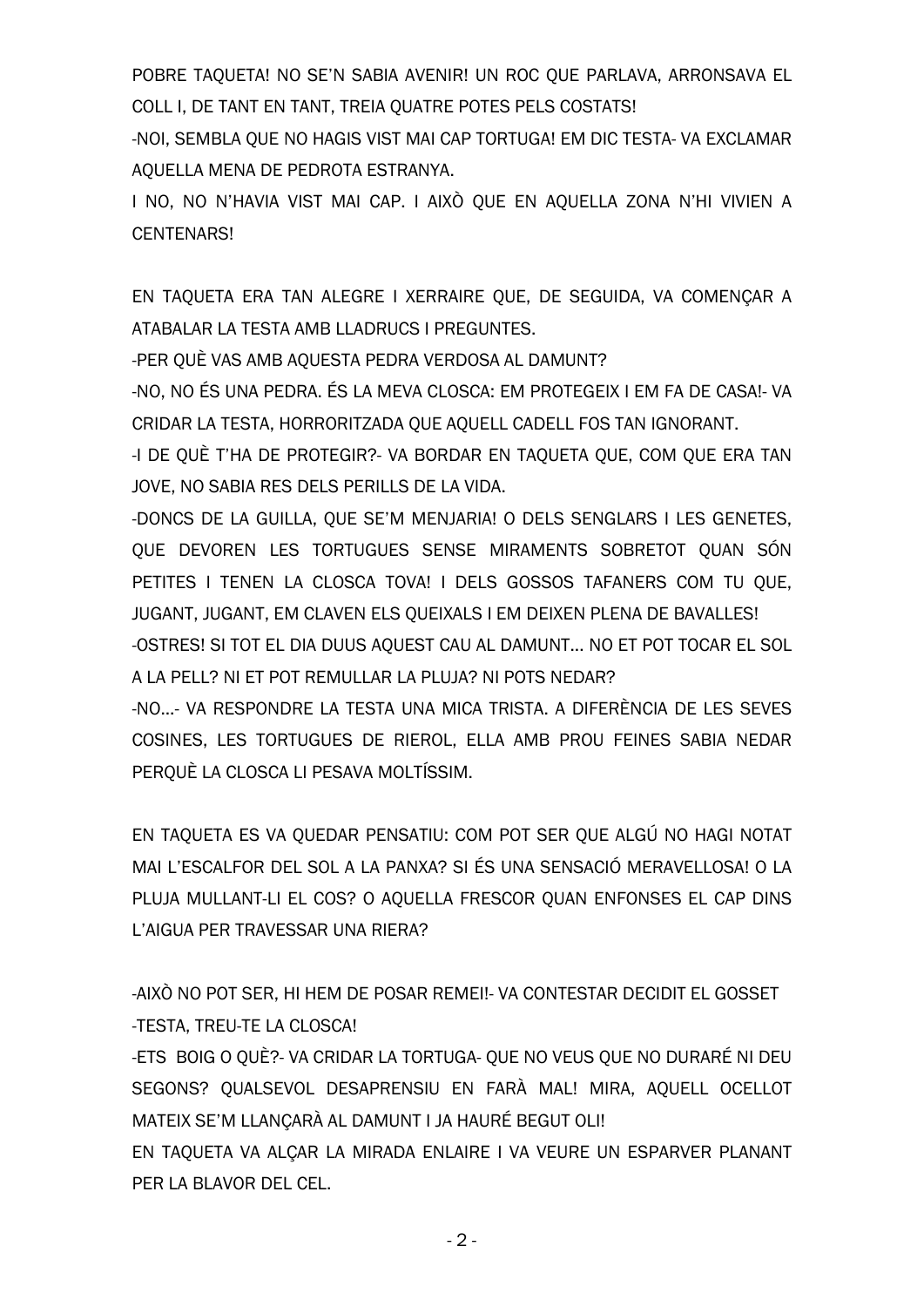POBRE TAQUETA! NO SE'N SABIA AVENIR! UN ROC QUE PARLAVA, ARRONSAVA EL COLL I, DE TANT EN TANT, TREIA QUATRE POTES PELS COSTATS!

-NOI, SEMBLA QUE NO HAGIS VIST MAI CAP TORTUGA! EM DIC TESTA- VA EXCLAMAR AQUELLA MENA DE PEDROTA ESTRANYA.

I NO, NO N'HAVIA VIST MAI CAP. I AIXÒ QUE EN AQUELLA ZONA N'HI VIVIEN A CENTENARS!

EN TAQUETA ERA TAN ALEGRE I XERRAIRE QUE, DE SEGUIDA, VA COMENÇAR A ATABALAR LA TESTA AMB LLADRUCS I PREGUNTES.

-PER QUÈ VAS AMB AQUESTA PEDRA VERDOSA AL DAMUNT?

-NO, NO ÉS UNA PEDRA. ÉS LA MEVA CLOSCA: EM PROTEGEIX I EM FA DE CASA!- VA CRIDAR LA TESTA, HORRORITZADA QUE AQUELL CADELL FOS TAN IGNORANT.

-I DE QUÈ T'HA DE PROTEGIR?- VA BORDAR EN TAQUETA QUE, COM QUE ERA TAN JOVE, NO SABIA RES DELS PERILLS DE LA VIDA.

-DONCS DE LA GUILLA, QUE SE'M MENJARIA! O DELS SENGLARS I LES GENETES, QUE DEVOREN LES TORTUGUES SENSE MIRAMENTS SOBRETOT QUAN SÓN PETITES I TENEN LA CLOSCA TOVA! I DELS GOSSOS TAFANERS COM TU QUE, JUGANT, JUGANT, EM CLAVEN ELS QUEIXALS I EM DEIXEN PLENA DE BAVALLES!

-OSTRES! SI TOT EL DIA DUUS AQUEST CAU AL DAMUNT... NO ET POT TOCAR EL SOL A LA PELL? NI ET POT REMULLAR LA PLUJA? NI POTS NEDAR?

-NO...- VA RESPONDRE LA TESTA UNA MICA TRISTA. A DIFERÈNCIA DE LES SEVES COSINES, LES TORTUGUES DE RIEROL, ELLA AMB PROU FEINES SABIA NEDAR PERQUÈ LA CLOSCA LI PESAVA MOLTÍSSIM.

EN TAQUETA ES VA QUEDAR PENSATIU: COM POT SER QUE ALGÚ NO HAGI NOTAT MAI L'ESCALFOR DEL SOL A LA PANXA? SI ÉS UNA SENSACIÓ MERAVELLOSA! O LA PLUJA MULLANT-LI EL COS? O AQUELLA FRESCOR QUAN ENFONSES EL CAP DINS L'AIGUA PER TRAVESSAR UNA RIERA?

-AIXÒ NO POT SER, HI HEM DE POSAR REMEI!- VA CONTESTAR DECIDIT EL GOSSET

-TESTA, TREU-TE LA CLOSCA!

-ETS BOIG O QUÈ?- VA CRIDAR LA TORTUGA- QUE NO VEUS QUE NO DURARÉ NI DEU SEGONS? QUALSEVOL DESAPRENSIU EN FARÀ MAL! MIRA, AQUELL OCELLOT MATEIX SE'M LLANÇARÀ AL DAMUNT I JA HAURÉ BEGUT OLI!

EN TAQUETA VA ALÇAR LA MIRADA ENLAIRE I VA VEURE UN ESPARVER PLANANT PER LA BLAVOR DEL CEL.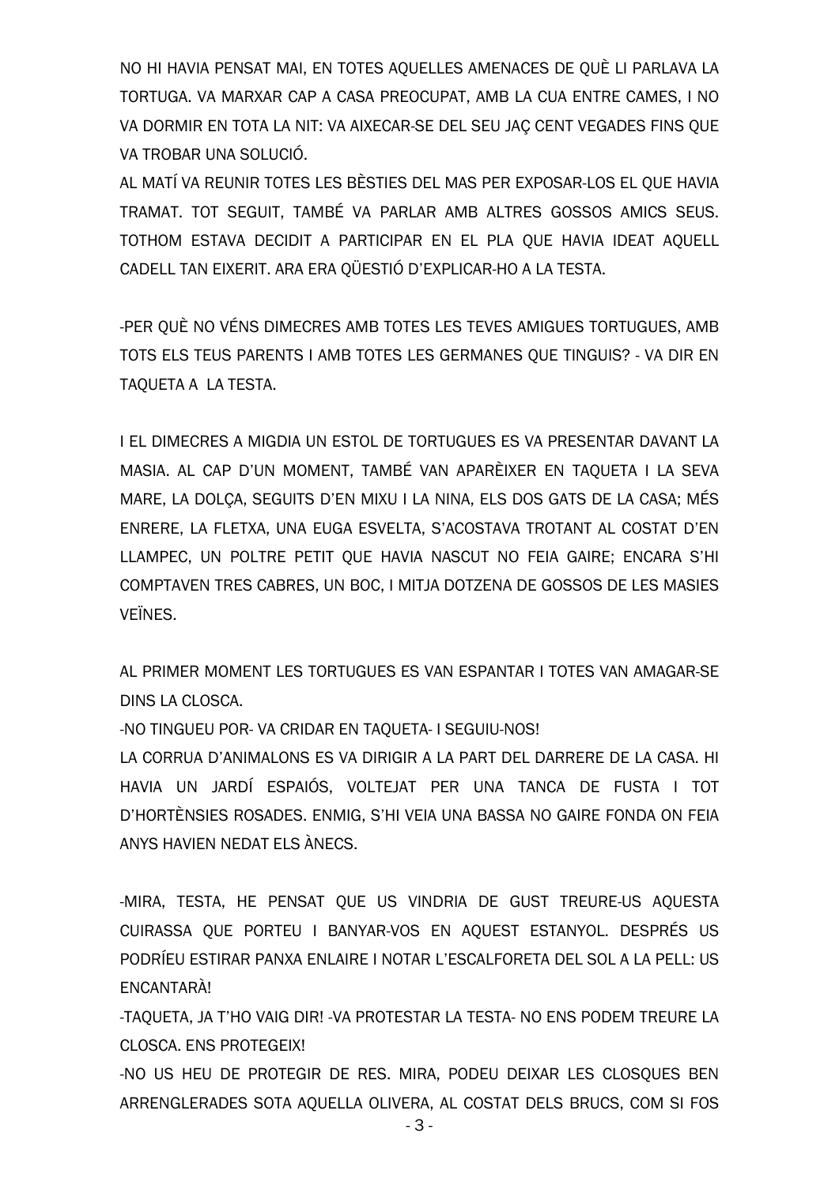NO HI HAVIA PENSAT MAI, EN TOTES AQUELLES AMENACES DE QUÈ LI PARLAVA LA TORTUGA. VA MARXAR CAP A CASA PREOCUPAT, AMB LA CUA ENTRE CAMES, I NO VA DORMIR EN TOTA LA NIT: VA AIXECAR-SE DEL SEU JAÇ CENT VEGADES FINS QUE VA TROBAR UNA SOLUCIÓ.

AL MATÍ VA REUNIR TOTES LES BÈSTIES DEL MAS PER EXPOSAR-LOS EL QUE HAVIA TRAMAT. TOT SEGUIT, TAMBÉ VA PARLAR AMB ALTRES GOSSOS AMICS SEUS. TOTHOM ESTAVA DECIDIT A PARTICIPAR EN EL PLA QUE HAVIA IDEAT AQUELL CADELL TAN EIXERIT. ARA ERA QÜESTIÓ D'EXPLICAR-HO A LA TESTA.

-PER QUÈ NO VÉNS DIMECRES AMB TOTES LES TEVES AMIGUES TORTUGUES, AMB TOTS ELS TEUS PARENTS I AMB TOTES LES GERMANES QUE TINGUIS? - VA DIR EN TAQUETA A LA TESTA.

I EL DIMECRES A MIGDIA UN ESTOL DE TORTUGUES ES VA PRESENTAR DAVANT LA MASIA. AL CAP D'UN MOMENT, TAMBÉ VAN APARÈIXER EN TAQUETA I LA SEVA MARE, LA DOLÇA, SEGUITS D'EN MIXU I LA NINA, ELS DOS GATS DE LA CASA; MÉS ENRERE, LA FLETXA, UNA EUGA ESVELTA, S'ACOSTAVA TROTANT AL COSTAT D'EN LLAMPEC, UN POLTRE PETIT QUE HAVIA NASCUT NO FEIA GAIRE; ENCARA S'HI COMPTAVEN TRES CABRES, UN BOC, I MITJA DOTZENA DE GOSSOS DE LES MASIES VEÏNES.

AL PRIMER MOMENT LES TORTUGUES ES VAN ESPANTAR I TOTES VAN AMAGAR-SE DINS LA CLOSCA.

-NO TINGUEU POR- VA CRIDAR EN TAQUETA- I SEGUIU-NOS!

LA CORRUA D'ANIMALONS ES VA DIRIGIR A LA PART DEL DARRERE DE LA CASA. HI HAVIA UN JARDÍ ESPAIÓS, VOLTEJAT PER UNA TANCA DE FUSTA I TOT D'HORTÈNSIES ROSADES. ENMIG, S'HI VEIA UNA BASSA NO GAIRE FONDA ON FEIA ANYS HAVIEN NEDAT ELS ÀNECS.

-MIRA, TESTA, HE PENSAT QUE US VINDRIA DE GUST TREURE-US AQUESTA CUIRASSA QUE PORTEU I BANYAR-VOS EN AQUEST ESTANYOL. DESPRÉS US PODRÍEU ESTIRAR PANXA ENLAIRE I NOTAR L'ESCALFORETA DEL SOL A LA PELL: US ENCANTARÀ!

-TAQUETA, JA T'HO VAIG DIR! -VA PROTESTAR LA TESTA- NO ENS PODEM TREURE LA CLOSCA. ENS PROTEGEIX!

-NO US HEU DE PROTEGIR DE RES. MIRA, PODEU DEIXAR LES CLOSQUES BEN ARRENGLERADES SOTA AQUELLA OLIVERA, AL COSTAT DELS BRUCS, COM SI FOS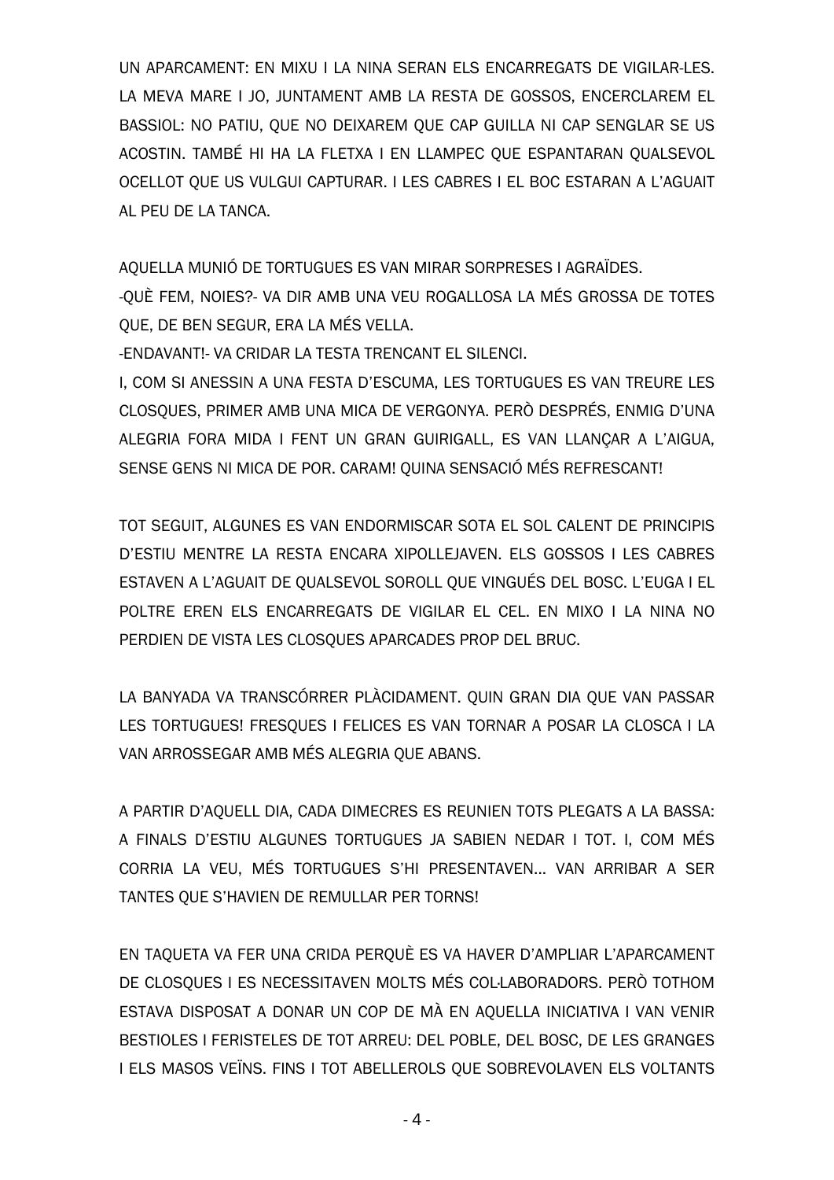UN APARCAMENT: EN MIXU I LA NINA SERAN ELS ENCARREGATS DE VIGILAR-LES. LA MEVA MARE I JO, JUNTAMENT AMB LA RESTA DE GOSSOS, ENCERCLAREM EL BASSIOL: NO PATIU, QUE NO DEIXAREM QUE CAP GUILLA NI CAP SENGLAR SE US ACOSTIN. TAMBÉ HI HA LA FLETXA I EN LLAMPEC QUE ESPANTARAN QUALSEVOL OCELLOT QUE US VULGUI CAPTURAR. I LES CABRES I EL BOC ESTARAN A L'AGUAIT AL PEU DE LA TANCA.

AQUELLA MUNIÓ DE TORTUGUES ES VAN MIRAR SORPRESES I AGRAÏDES.

-QUÈ FEM, NOIES?- VA DIR AMB UNA VEU ROGALLOSA LA MÉS GROSSA DE TOTES QUE, DE BEN SEGUR, ERA LA MÉS VELLA.

-ENDAVANT!- VA CRIDAR LA TESTA TRENCANT EL SILENCI.

I, COM SI ANESSIN A UNA FESTA D'ESCUMA, LES TORTUGUES ES VAN TREURE LES CLOSQUES, PRIMER AMB UNA MICA DE VERGONYA. PERÒ DESPRÉS, ENMIG D'UNA ALEGRIA FORA MIDA I FENT UN GRAN GUIRIGALL, ES VAN LLANÇAR A L'AIGUA, SENSE GENS NI MICA DE POR. CARAM! QUINA SENSACIÓ MÉS REFRESCANT!

TOT SEGUIT, ALGUNES ES VAN ENDORMISCAR SOTA EL SOL CALENT DE PRINCIPIS D'ESTIU MENTRE LA RESTA ENCARA XIPOLLEJAVEN. ELS GOSSOS I LES CABRES ESTAVEN A L'AGUAIT DE QUALSEVOL SOROLL QUE VINGUÉS DEL BOSC. L'EUGA I EL POLTRE EREN ELS ENCARREGATS DE VIGILAR EL CEL. EN MIXO I LA NINA NO PERDIEN DE VISTA LES CLOSQUES APARCADES PROP DEL BRUC.

LA BANYADA VA TRANSCÓRRER PLÀCIDAMENT. QUIN GRAN DIA QUE VAN PASSAR LES TORTUGUES! FRESQUES I FELICES ES VAN TORNAR A POSAR LA CLOSCA I LA VAN ARROSSEGAR AMB MÉS ALEGRIA QUE ABANS.

A PARTIR D'AQUELL DIA, CADA DIMECRES ES REUNIEN TOTS PLEGATS A LA BASSA: A FINALS D'ESTIU ALGUNES TORTUGUES JA SABIEN NEDAR I TOT. I, COM MÉS CORRIA LA VEU, MÉS TORTUGUES S'HI PRESENTAVEN... VAN ARRIBAR A SER TANTES QUE S'HAVIEN DE REMULLAR PER TORNS!

EN TAQUETA VA FER UNA CRIDA PERQUÈ ES VA HAVER D'AMPLIAR L'APARCAMENT DE CLOSQUES I ES NECESSITAVEN MOLTS MÉS COL·LABORADORS. PERÒ TOTHOM ESTAVA DISPOSAT A DONAR UN COP DE MÀ EN AQUELLA INICIATIVA I VAN VENIR BESTIOLES I FERISTELES DE TOT ARREU: DEL POBLE, DEL BOSC, DE LES GRANGES I ELS MASOS VEÏNS. FINS I TOT ABELLEROLS QUE SOBREVOLAVEN ELS VOLTANTS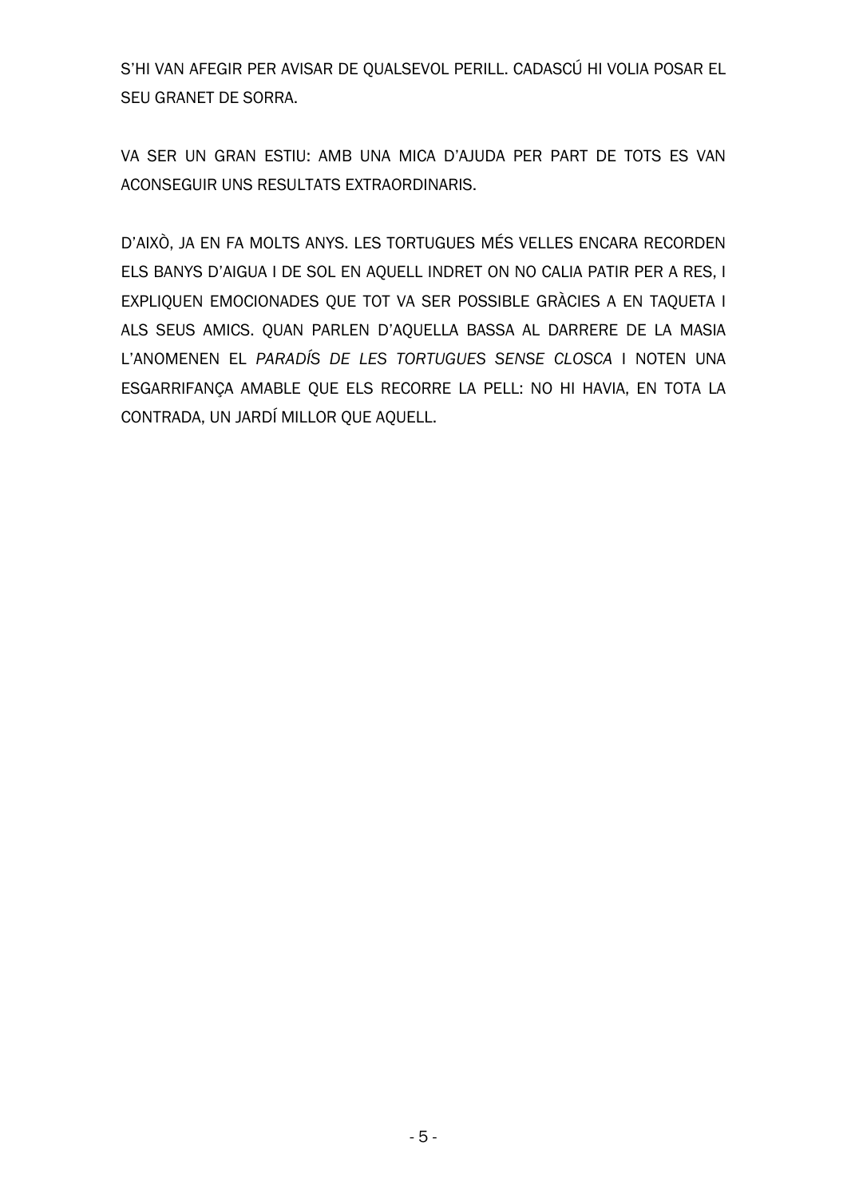S'HI VAN AFEGIR PER AVISAR DE QUALSEVOL PERILL. CADASCÚ HI VOLIA POSAR EL SEU GRANET DE SORRA.

VA SER UN GRAN ESTIU: AMB UNA MICA D'AJUDA PER PART DE TOTS ES VAN ACONSEGUIR UNS RESULTATS EXTRAORDINARIS.

D'AIXÒ, JA EN FA MOLTS ANYS. LES TORTUGUES MÉS VELLES ENCARA RECORDEN ELS BANYS D'AIGUA I DE SOL EN AQUELL INDRET ON NO CALIA PATIR PER A RES, I EXPLIQUEN EMOCIONADES QUE TOT VA SER POSSIBLE GRÀCIES A EN TAQUETA I ALS SEUS AMICS. QUAN PARLEN D'AQUELLA BASSA AL DARRERE DE LA MASIA L'ANOMENEN EL *PARADÍS DE LES TORTUGUES SENSE CLOSCA* I NOTEN UNA ESGARRIFANÇA AMABLE QUE ELS RECORRE LA PELL: NO HI HAVIA, EN TOTA LA CONTRADA, UN JARDÍ MILLOR QUE AQUELL.